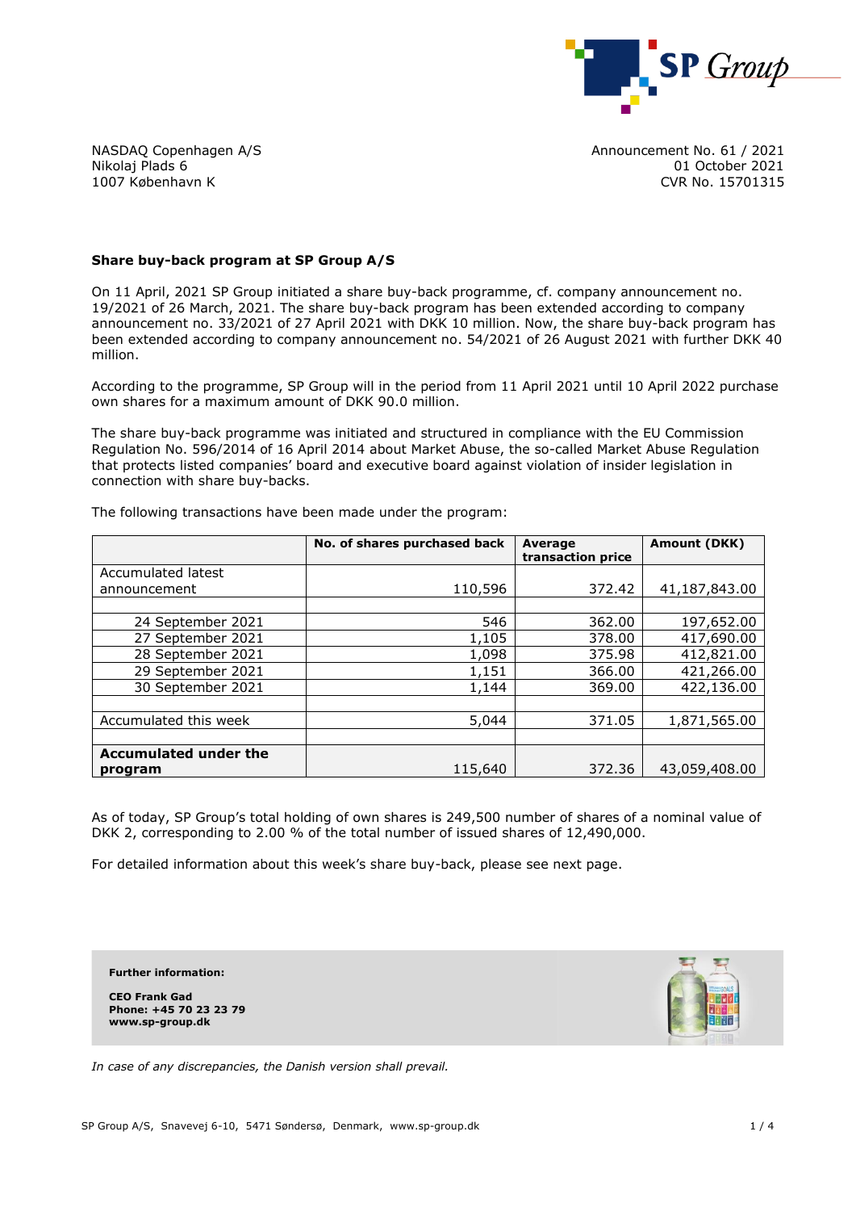NASDAQ Copenhagen A/S
Nikolaj Plads 6
1007 København K

Announcement No. 61 / 2021
01 October 2021
CVR No. 15701315

**Share buy-back program at SP Group A/S**

On 11 April, 2021 SP Group initiated a share buy-back programme, cf. company announcement no. 19/2021 of 26 March, 2021. The share buy-back program has been extended according to company announcement no. 33/2021 of 27 April 2021 with DKK 10 million. Now, the share buy-back program has been extended according to company announcement no. 54/2021 of 26 August 2021 with further DKK 40 million.

According to the programme, SP Group will in the period from 11 April 2021 until 10 April 2022 purchase own shares for a maximum amount of DKK 90.0 million.

The share buy-back programme was initiated and structured in compliance with the EU Commission Regulation No. 596/2014 of 16 April 2014 about Market Abuse, the so-called Market Abuse Regulation that protects listed companies' board and executive board against violation of insider legislation in connection with share buy-backs.

The following transactions have been made under the program:

| | No. of shares purchased back | Average transaction price | Amount (DKK) |
|---|---|---|---|
| Accumulated latest announcement | 110,596 | 372.42 | 41,187,843.00 |
| | | | |
| 24 September 2021 | 546 | 362.00 | 197,652.00 |
| 27 September 2021 | 1,105 | 378.00 | 417,690.00 |
| 28 September 2021 | 1,098 | 375.98 | 412,821.00 |
| 29 September 2021 | 1,151 | 366.00 | 421,266.00 |
| 30 September 2021 | 1,144 | 369.00 | 422,136.00 |
| | | | |
| Accumulated this week | 5,044 | 371.05 | 1,871,565.00 |
| | | | |
| **Accumulated under the program** | 115,640 | 372.36 | 43,059,408.00 |

As of today, SP Group's total holding of own shares is 249,500 number of shares of a nominal value of DKK 2, corresponding to 2.00 % of the total number of issued shares of 12,490,000.

For detailed information about this week's share buy-back, please see next page.

**Further information:**

**CEO Frank Gad**
**Phone: +45 70 23 23 79**
**www.sp-group.dk**

*In case of any discrepancies, the Danish version shall prevail.*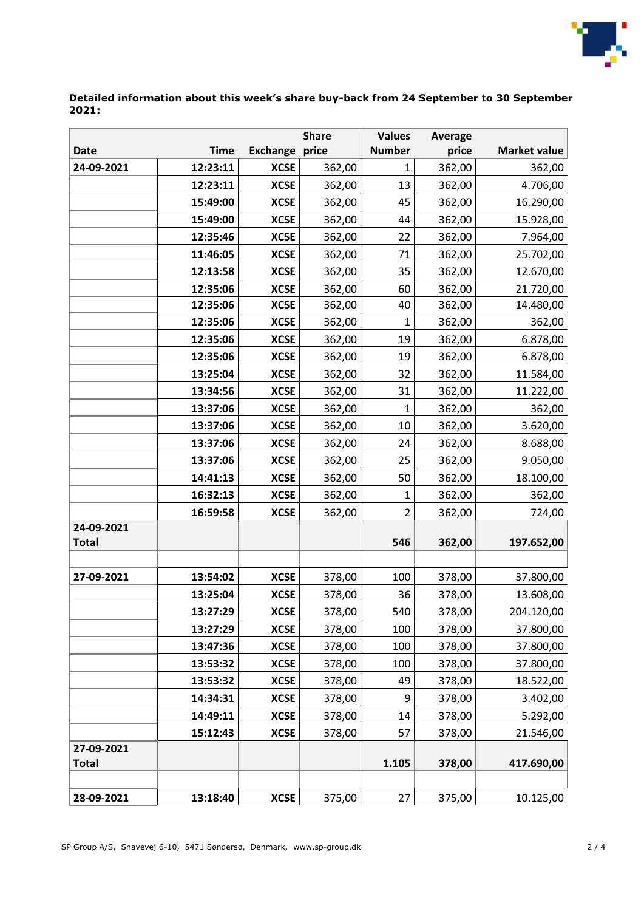**Detailed information about this week's share buy-back from 24 September to 30 September 2021:**

| Date | Time | Exchange | Share price | Values Number | Average price | Market value |
|---|---|---|---|---|---|---|
| 24-09-2021 | 12:23:11 | XCSE | 362,00 | 1 | 362,00 | 362,00 |
| | 12:23:11 | XCSE | 362,00 | 13 | 362,00 | 4.706,00 |
| | 15:49:00 | XCSE | 362,00 | 45 | 362,00 | 16.290,00 |
| | 15:49:00 | XCSE | 362,00 | 44 | 362,00 | 15.928,00 |
| | 12:35:46 | XCSE | 362,00 | 22 | 362,00 | 7.964,00 |
| | 11:46:05 | XCSE | 362,00 | 71 | 362,00 | 25.702,00 |
| | 12:13:58 | XCSE | 362,00 | 35 | 362,00 | 12.670,00 |
| | 12:35:06 | XCSE | 362,00 | 60 | 362,00 | 21.720,00 |
| | 12:35:06 | XCSE | 362,00 | 40 | 362,00 | 14.480,00 |
| | 12:35:06 | XCSE | 362,00 | 1 | 362,00 | 362,00 |
| | 12:35:06 | XCSE | 362,00 | 19 | 362,00 | 6.878,00 |
| | 12:35:06 | XCSE | 362,00 | 19 | 362,00 | 6.878,00 |
| | 13:25:04 | XCSE | 362,00 | 32 | 362,00 | 11.584,00 |
| | 13:34:56 | XCSE | 362,00 | 31 | 362,00 | 11.222,00 |
| | 13:37:06 | XCSE | 362,00 | 1 | 362,00 | 362,00 |
| | 13:37:06 | XCSE | 362,00 | 10 | 362,00 | 3.620,00 |
| | 13:37:06 | XCSE | 362,00 | 24 | 362,00 | 8.688,00 |
| | 13:37:06 | XCSE | 362,00 | 25 | 362,00 | 9.050,00 |
| | 14:41:13 | XCSE | 362,00 | 50 | 362,00 | 18.100,00 |
| | 16:32:13 | XCSE | 362,00 | 1 | 362,00 | 362,00 |
| | 16:59:58 | XCSE | 362,00 | 2 | 362,00 | 724,00 |
| **24-09-2021 Total** | | | | **546** | **362,00** | **197.652,00** |
| | | | | | | |
| 27-09-2021 | 13:54:02 | XCSE | 378,00 | 100 | 378,00 | 37.800,00 |
| | 13:25:04 | XCSE | 378,00 | 36 | 378,00 | 13.608,00 |
| | 13:27:29 | XCSE | 378,00 | 540 | 378,00 | 204.120,00 |
| | 13:27:29 | XCSE | 378,00 | 100 | 378,00 | 37.800,00 |
| | 13:47:36 | XCSE | 378,00 | 100 | 378,00 | 37.800,00 |
| | 13:53:32 | XCSE | 378,00 | 100 | 378,00 | 37.800,00 |
| | 13:53:32 | XCSE | 378,00 | 49 | 378,00 | 18.522,00 |
| | 14:34:31 | XCSE | 378,00 | 9 | 378,00 | 3.402,00 |
| | 14:49:11 | XCSE | 378,00 | 14 | 378,00 | 5.292,00 |
| | 15:12:43 | XCSE | 378,00 | 57 | 378,00 | 21.546,00 |
| **27-09-2021 Total** | | | | **1.105** | **378,00** | **417.690,00** |
| | | | | | | |
| 28-09-2021 | 13:18:40 | XCSE | 375,00 | 27 | 375,00 | 10.125,00 |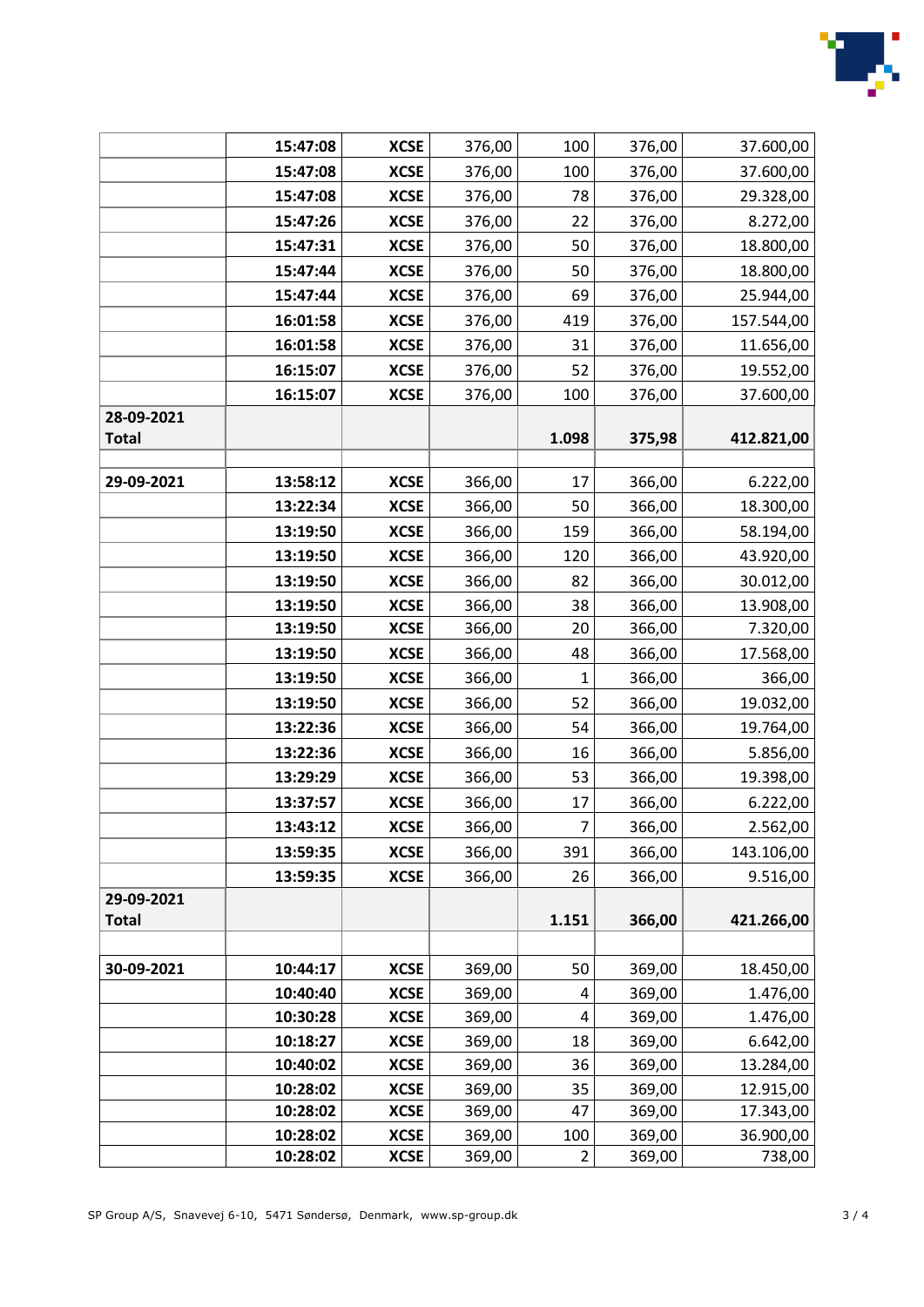| | | | | | | |
|---|---|---|---|---|---|---|
| | **15:47:08** | **XCSE** | 376,00 | 100 | 376,00 | 37.600,00 |
| | **15:47:08** | **XCSE** | 376,00 | 100 | 376,00 | 37.600,00 |
| | **15:47:08** | **XCSE** | 376,00 | 78 | 376,00 | 29.328,00 |
| | **15:47:26** | **XCSE** | 376,00 | 22 | 376,00 | 8.272,00 |
| | **15:47:31** | **XCSE** | 376,00 | 50 | 376,00 | 18.800,00 |
| | **15:47:44** | **XCSE** | 376,00 | 50 | 376,00 | 18.800,00 |
| | **15:47:44** | **XCSE** | 376,00 | 69 | 376,00 | 25.944,00 |
| | **16:01:58** | **XCSE** | 376,00 | 419 | 376,00 | 157.544,00 |
| | **16:01:58** | **XCSE** | 376,00 | 31 | 376,00 | 11.656,00 |
| | **16:15:07** | **XCSE** | 376,00 | 52 | 376,00 | 19.552,00 |
| | **16:15:07** | **XCSE** | 376,00 | 100 | 376,00 | 37.600,00 |
| **28-09-2021 Total** | | | | **1.098** | **375,98** | **412.821,00** |
| | | | | | | |
| **29-09-2021** | **13:58:12** | **XCSE** | 366,00 | 17 | 366,00 | 6.222,00 |
| | **13:22:34** | **XCSE** | 366,00 | 50 | 366,00 | 18.300,00 |
| | **13:19:50** | **XCSE** | 366,00 | 159 | 366,00 | 58.194,00 |
| | **13:19:50** | **XCSE** | 366,00 | 120 | 366,00 | 43.920,00 |
| | **13:19:50** | **XCSE** | 366,00 | 82 | 366,00 | 30.012,00 |
| | **13:19:50** | **XCSE** | 366,00 | 38 | 366,00 | 13.908,00 |
| | **13:19:50** | **XCSE** | 366,00 | 20 | 366,00 | 7.320,00 |
| | **13:19:50** | **XCSE** | 366,00 | 48 | 366,00 | 17.568,00 |
| | **13:19:50** | **XCSE** | 366,00 | 1 | 366,00 | 366,00 |
| | **13:19:50** | **XCSE** | 366,00 | 52 | 366,00 | 19.032,00 |
| | **13:22:36** | **XCSE** | 366,00 | 54 | 366,00 | 19.764,00 |
| | **13:22:36** | **XCSE** | 366,00 | 16 | 366,00 | 5.856,00 |
| | **13:29:29** | **XCSE** | 366,00 | 53 | 366,00 | 19.398,00 |
| | **13:37:57** | **XCSE** | 366,00 | 17 | 366,00 | 6.222,00 |
| | **13:43:12** | **XCSE** | 366,00 | 7 | 366,00 | 2.562,00 |
| | **13:59:35** | **XCSE** | 366,00 | 391 | 366,00 | 143.106,00 |
| | **13:59:35** | **XCSE** | 366,00 | 26 | 366,00 | 9.516,00 |
| **29-09-2021 Total** | | | | **1.151** | **366,00** | **421.266,00** |
| | | | | | | |
| **30-09-2021** | **10:44:17** | **XCSE** | 369,00 | 50 | 369,00 | 18.450,00 |
| | **10:40:40** | **XCSE** | 369,00 | 4 | 369,00 | 1.476,00 |
| | **10:30:28** | **XCSE** | 369,00 | 4 | 369,00 | 1.476,00 |
| | **10:18:27** | **XCSE** | 369,00 | 18 | 369,00 | 6.642,00 |
| | **10:40:02** | **XCSE** | 369,00 | 36 | 369,00 | 13.284,00 |
| | **10:28:02** | **XCSE** | 369,00 | 35 | 369,00 | 12.915,00 |
| | **10:28:02** | **XCSE** | 369,00 | 47 | 369,00 | 17.343,00 |
| | **10:28:02** | **XCSE** | 369,00 | 100 | 369,00 | 36.900,00 |
| | **10:28:02** | **XCSE** | 369,00 | 2 | 369,00 | 738,00 |

SP Group A/S, Snavevej 6-10, 5471 Søndersø, Denmark, www.sp-group.dk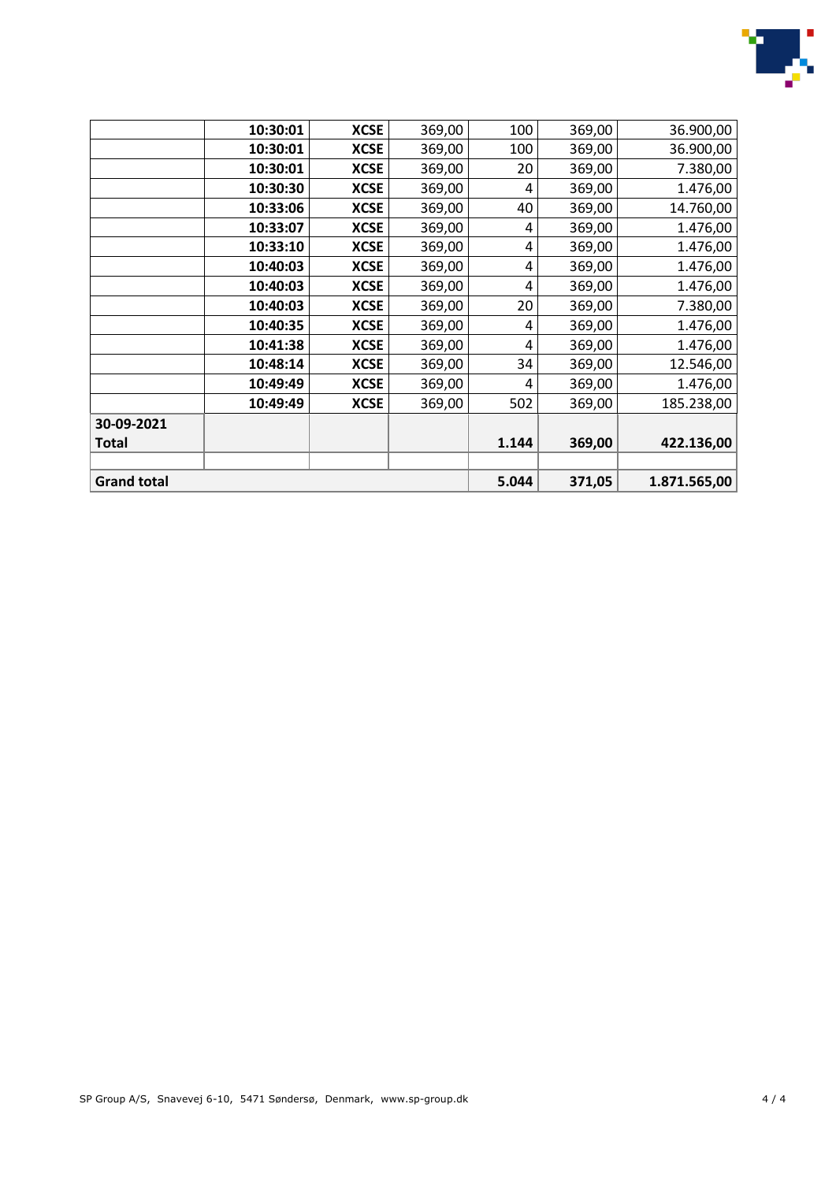| | | | | | | |
|---|---|---|---|---|---|---|
| | **10:30:01** | **XCSE** | 369,00 | 100 | 369,00 | 36.900,00 |
| | **10:30:01** | **XCSE** | 369,00 | 100 | 369,00 | 36.900,00 |
| | **10:30:01** | **XCSE** | 369,00 | 20 | 369,00 | 7.380,00 |
| | **10:30:30** | **XCSE** | 369,00 | 4 | 369,00 | 1.476,00 |
| | **10:33:06** | **XCSE** | 369,00 | 40 | 369,00 | 14.760,00 |
| | **10:33:07** | **XCSE** | 369,00 | 4 | 369,00 | 1.476,00 |
| | **10:33:10** | **XCSE** | 369,00 | 4 | 369,00 | 1.476,00 |
| | **10:40:03** | **XCSE** | 369,00 | 4 | 369,00 | 1.476,00 |
| | **10:40:03** | **XCSE** | 369,00 | 4 | 369,00 | 1.476,00 |
| | **10:40:03** | **XCSE** | 369,00 | 20 | 369,00 | 7.380,00 |
| | **10:40:35** | **XCSE** | 369,00 | 4 | 369,00 | 1.476,00 |
| | **10:41:38** | **XCSE** | 369,00 | 4 | 369,00 | 1.476,00 |
| | **10:48:14** | **XCSE** | 369,00 | 34 | 369,00 | 12.546,00 |
| | **10:49:49** | **XCSE** | 369,00 | 4 | 369,00 | 1.476,00 |
| | **10:49:49** | **XCSE** | 369,00 | 502 | 369,00 | 185.238,00 |
| **30-09-2021 Total** | | | | **1.144** | **369,00** | **422.136,00** |
| | | | | | | |
| **Grand total** | | | | **5.044** | **371,05** | **1.871.565,00** |